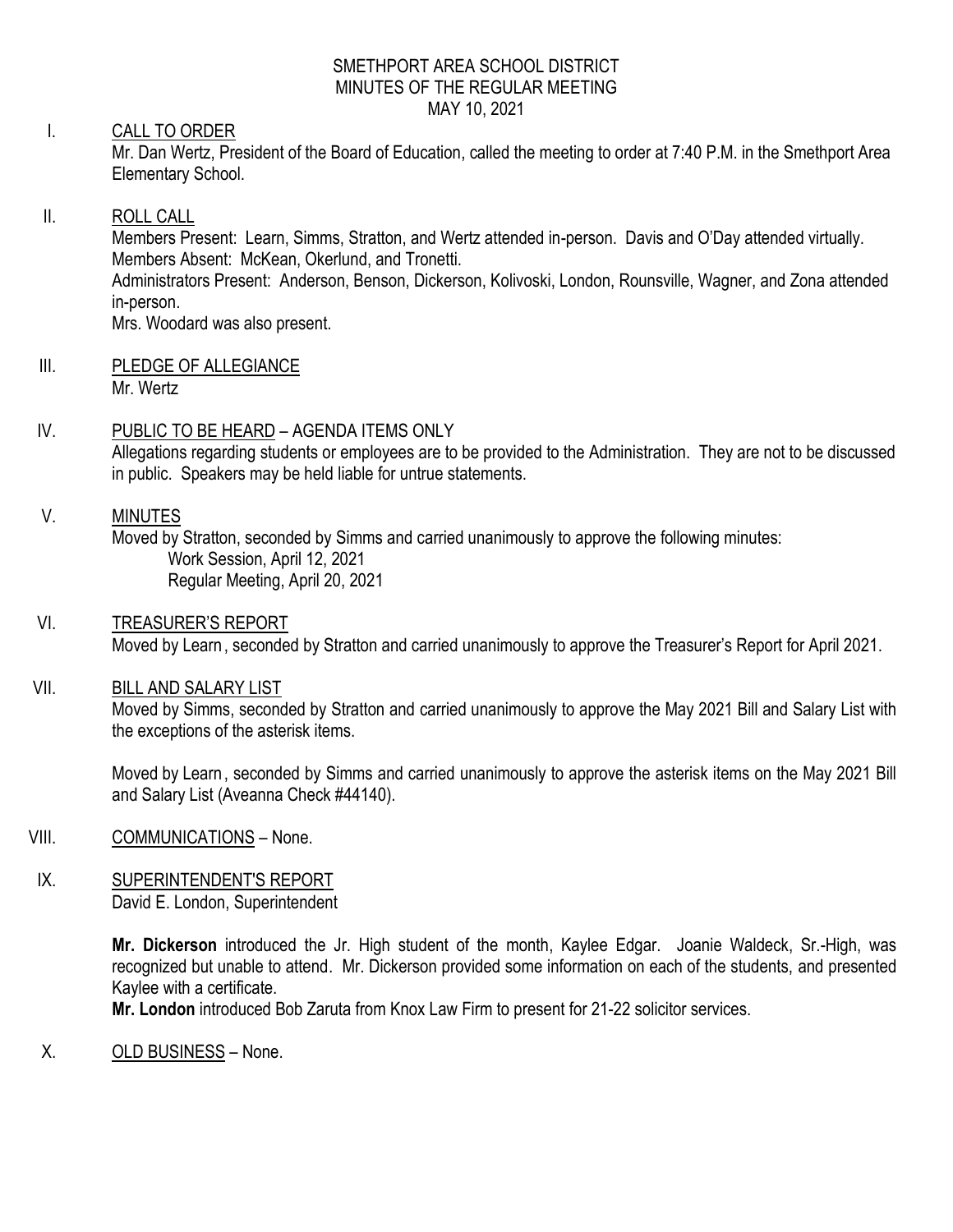SMETHPORT AREA SCHOOL DISTRICT
MINUTES OF THE REGULAR MEETING
MAY 10, 2021

I. CALL TO ORDER

Mr. Dan Wertz, President of the Board of Education, called the meeting to order at 7:40 P.M. in the Smethport Area Elementary School.

II. ROLL CALL

Members Present: Learn, Simms, Stratton, and Wertz attended in-person. Davis and O'Day attended virtually.
Members Absent: McKean, Okerlund, and Tronetti.
Administrators Present: Anderson, Benson, Dickerson, Kolivoski, London, Rounsville, Wagner, and Zona attended in-person.
Mrs. Woodard was also present.

III. PLEDGE OF ALLEGIANCE

Mr. Wertz

IV. PUBLIC TO BE HEARD – AGENDA ITEMS ONLY

Allegations regarding students or employees are to be provided to the Administration. They are not to be discussed in public. Speakers may be held liable for untrue statements.

V. MINUTES

Moved by Stratton, seconded by Simms and carried unanimously to approve the following minutes:
Work Session, April 12, 2021
Regular Meeting, April 20, 2021

VI. TREASURER'S REPORT

Moved by Learn, seconded by Stratton and carried unanimously to approve the Treasurer's Report for April 2021.

VII. BILL AND SALARY LIST

Moved by Simms, seconded by Stratton and carried unanimously to approve the May 2021 Bill and Salary List with the exceptions of the asterisk items.

Moved by Learn, seconded by Simms and carried unanimously to approve the asterisk items on the May 2021 Bill and Salary List (Aveanna Check #44140).

VIII. COMMUNICATIONS – None.

IX. SUPERINTENDENT'S REPORT

David E. London, Superintendent

**Mr. Dickerson** introduced the Jr. High student of the month, Kaylee Edgar. Joanie Waldeck, Sr.-High, was recognized but unable to attend. Mr. Dickerson provided some information on each of the students, and presented Kaylee with a certificate.
**Mr. London** introduced Bob Zaruta from Knox Law Firm to present for 21-22 solicitor services.

X. OLD BUSINESS – None.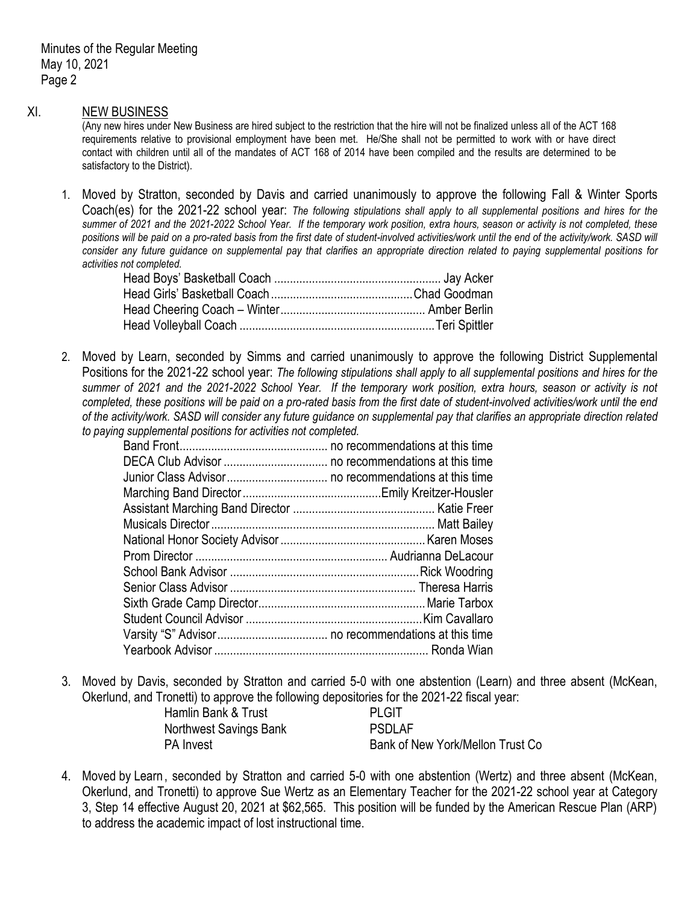## XI. NEW BUSINESS

(Any new hires under New Business are hired subject to the restriction that the hire will not be finalized unless all of the ACT 168 requirements relative to provisional employment have been met. He/She shall not be permitted to work with or have direct contact with children until all of the mandates of ACT 168 of 2014 have been compiled and the results are determined to be satisfactory to the District).

1. Moved by Stratton, seconded by Davis and carried unanimously to approve the following Fall & Winter Sports Coach(es) for the 2021-22 school year: *The following stipulations shall apply to all supplemental positions and hires for the summer of 2021 and the 2021-2022 School Year. If the temporary work position, extra hours, season or activity is not completed, these positions will be paid on a pro-rated basis from the first date of student-involved activities/work until the end of the activity/work. SASD will consider any future guidance on supplemental pay that clarifies an appropriate direction related to paying supplemental positions for activities not completed.*

   Head Boys' Basketball Coach .................................................... Jay Acker
   Head Girls' Basketball Coach ............................................ Chad Goodman
   Head Cheering Coach – Winter ............................................. Amber Berlin
   Head Volleyball Coach ............................................................. Teri Spittler

2. Moved by Learn, seconded by Simms and carried unanimously to approve the following District Supplemental Positions for the 2021-22 school year: *The following stipulations shall apply to all supplemental positions and hires for the summer of 2021 and the 2021-2022 School Year. If the temporary work position, extra hours, season or activity is not completed, these positions will be paid on a pro-rated basis from the first date of student-involved activities/work until the end of the activity/work. SASD will consider any future guidance on supplemental pay that clarifies an appropriate direction related to paying supplemental positions for activities not completed.*

   Band Front............................................... no recommendations at this time
   DECA Club Advisor ................................ no recommendations at this time
   Junior Class Advisor................................ no recommendations at this time
   Marching Band Director ............................................Emily Kreitzer-Housler
   Assistant Marching Band Director ............................................. Katie Freer
   Musicals Director ...................................................................... Matt Bailey
   National Honor Society Advisor ............................................. Karen Moses
   Prom Director ............................................................ Audrianna DeLacour
   School Bank Advisor ............................................................ Rick Woodring
   Senior Class Advisor .......................................................... Theresa Harris
   Sixth Grade Camp Director.................................................... Marie Tarbox
   Student Council Advisor ....................................................... Kim Cavallaro
   Varsity "S" Advisor................................... no recommendations at this time
   Yearbook Advisor ................................................................... Ronda Wian

3. Moved by Davis, seconded by Stratton and carried 5-0 with one abstention (Learn) and three absent (McKean, Okerlund, and Tronetti) to approve the following depositories for the 2021-22 fiscal year:

   | | |
   |---|---|
   | Hamlin Bank & Trust | PLGIT |
   | Northwest Savings Bank | PSDLAF |
   | PA Invest | Bank of New York/Mellon Trust Co |

4. Moved by Learn, seconded by Stratton and carried 5-0 with one abstention (Wertz) and three absent (McKean, Okerlund, and Tronetti) to approve Sue Wertz as an Elementary Teacher for the 2021-22 school year at Category 3, Step 14 effective August 20, 2021 at $62,565. This position will be funded by the American Rescue Plan (ARP) to address the academic impact of lost instructional time.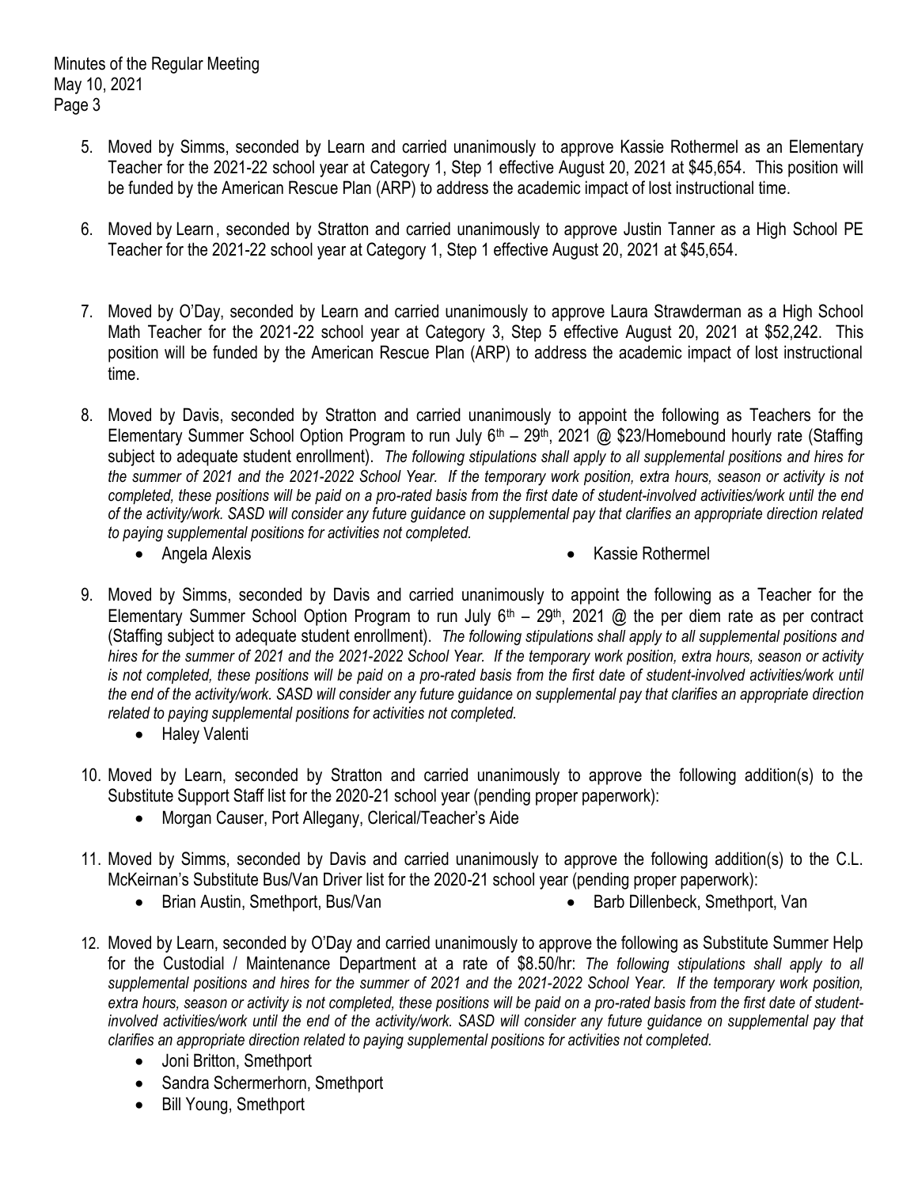5. Moved by Simms, seconded by Learn and carried unanimously to approve Kassie Rothermel as an Elementary Teacher for the 2021-22 school year at Category 1, Step 1 effective August 20, 2021 at $45,654. This position will be funded by the American Rescue Plan (ARP) to address the academic impact of lost instructional time.

6. Moved by Learn, seconded by Stratton and carried unanimously to approve Justin Tanner as a High School PE Teacher for the 2021-22 school year at Category 1, Step 1 effective August 20, 2021 at $45,654.

7. Moved by O'Day, seconded by Learn and carried unanimously to approve Laura Strawderman as a High School Math Teacher for the 2021-22 school year at Category 3, Step 5 effective August 20, 2021 at $52,242. This position will be funded by the American Rescue Plan (ARP) to address the academic impact of lost instructional time.

8. Moved by Davis, seconded by Stratton and carried unanimously to appoint the following as Teachers for the Elementary Summer School Option Program to run July 6th – 29th, 2021 @ $23/Homebound hourly rate (Staffing subject to adequate student enrollment). *The following stipulations shall apply to all supplemental positions and hires for the summer of 2021 and the 2021-2022 School Year. If the temporary work position, extra hours, season or activity is not completed, these positions will be paid on a pro-rated basis from the first date of student-involved activities/work until the end of the activity/work. SASD will consider any future guidance on supplemental pay that clarifies an appropriate direction related to paying supplemental positions for activities not completed.*
   - Angela Alexis
   - Kassie Rothermel

9. Moved by Simms, seconded by Davis and carried unanimously to appoint the following as a Teacher for the Elementary Summer School Option Program to run July 6th – 29th, 2021 @ the per diem rate as per contract (Staffing subject to adequate student enrollment). *The following stipulations shall apply to all supplemental positions and hires for the summer of 2021 and the 2021-2022 School Year. If the temporary work position, extra hours, season or activity is not completed, these positions will be paid on a pro-rated basis from the first date of student-involved activities/work until the end of the activity/work. SASD will consider any future guidance on supplemental pay that clarifies an appropriate direction related to paying supplemental positions for activities not completed.*
   - Haley Valenti

10. Moved by Learn, seconded by Stratton and carried unanimously to approve the following addition(s) to the Substitute Support Staff list for the 2020-21 school year (pending proper paperwork):
    - Morgan Causer, Port Allegany, Clerical/Teacher's Aide

11. Moved by Simms, seconded by Davis and carried unanimously to approve the following addition(s) to the C.L. McKeirnan's Substitute Bus/Van Driver list for the 2020-21 school year (pending proper paperwork):
    - Brian Austin, Smethport, Bus/Van
    - Barb Dillenbeck, Smethport, Van

12. Moved by Learn, seconded by O'Day and carried unanimously to approve the following as Substitute Summer Help for the Custodial / Maintenance Department at a rate of $8.50/hr: *The following stipulations shall apply to all supplemental positions and hires for the summer of 2021 and the 2021-2022 School Year. If the temporary work position, extra hours, season or activity is not completed, these positions will be paid on a pro-rated basis from the first date of student-involved activities/work until the end of the activity/work. SASD will consider any future guidance on supplemental pay that clarifies an appropriate direction related to paying supplemental positions for activities not completed.*
    - Joni Britton, Smethport
    - Sandra Schermerhorn, Smethport
    - Bill Young, Smethport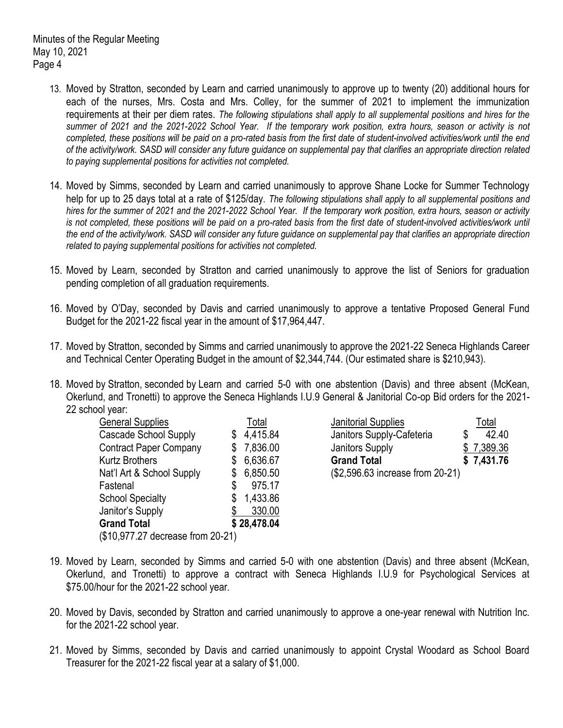13. Moved by Stratton, seconded by Learn and carried unanimously to approve up to twenty (20) additional hours for each of the nurses, Mrs. Costa and Mrs. Colley, for the summer of 2021 to implement the immunization requirements at their per diem rates. *The following stipulations shall apply to all supplemental positions and hires for the summer of 2021 and the 2021-2022 School Year. If the temporary work position, extra hours, season or activity is not completed, these positions will be paid on a pro-rated basis from the first date of student-involved activities/work until the end of the activity/work. SASD will consider any future guidance on supplemental pay that clarifies an appropriate direction related to paying supplemental positions for activities not completed.*

14. Moved by Simms, seconded by Learn and carried unanimously to approve Shane Locke for Summer Technology help for up to 25 days total at a rate of $125/day. *The following stipulations shall apply to all supplemental positions and hires for the summer of 2021 and the 2021-2022 School Year. If the temporary work position, extra hours, season or activity is not completed, these positions will be paid on a pro-rated basis from the first date of student-involved activities/work until the end of the activity/work. SASD will consider any future guidance on supplemental pay that clarifies an appropriate direction related to paying supplemental positions for activities not completed.*

15. Moved by Learn, seconded by Stratton and carried unanimously to approve the list of Seniors for graduation pending completion of all graduation requirements.

16. Moved by O'Day, seconded by Davis and carried unanimously to approve a tentative Proposed General Fund Budget for the 2021-22 fiscal year in the amount of $17,964,447.

17. Moved by Stratton, seconded by Simms and carried unanimously to approve the 2021-22 Seneca Highlands Career and Technical Center Operating Budget in the amount of $2,344,744. (Our estimated share is $210,943).

18. Moved by Stratton, seconded by Learn and carried 5-0 with one abstention (Davis) and three absent (McKean, Okerlund, and Tronetti) to approve the Seneca Highlands I.U.9 General & Janitorial Co-op Bid orders for the 2021-22 school year:

| General Supplies | Total |
|---|---|
| Cascade School Supply | $ 4,415.84 |
| Contract Paper Company | $ 7,836.00 |
| Kurtz Brothers | $ 6,636.67 |
| Nat'l Art & School Supply | $ 6,850.50 |
| Fastenal | $ 975.17 |
| School Specialty | $ 1,433.86 |
| Janitor's Supply | $ 330.00 |
| **Grand Total** | **$ 28,478.04** |
| ($10,977.27 decrease from 20-21) | |

| Janitorial Supplies | Total |
|---|---|
| Janitors Supply-Cafeteria | $ 42.40 |
| Janitors Supply | $ 7,389.36 |
| **Grand Total** | **$ 7,431.76** |
| ($2,596.63 increase from 20-21) | |

19. Moved by Learn, seconded by Simms and carried 5-0 with one abstention (Davis) and three absent (McKean, Okerlund, and Tronetti) to approve a contract with Seneca Highlands I.U.9 for Psychological Services at $75.00/hour for the 2021-22 school year.

20. Moved by Davis, seconded by Stratton and carried unanimously to approve a one-year renewal with Nutrition Inc. for the 2021-22 school year.

21. Moved by Simms, seconded by Davis and carried unanimously to appoint Crystal Woodard as School Board Treasurer for the 2021-22 fiscal year at a salary of $1,000.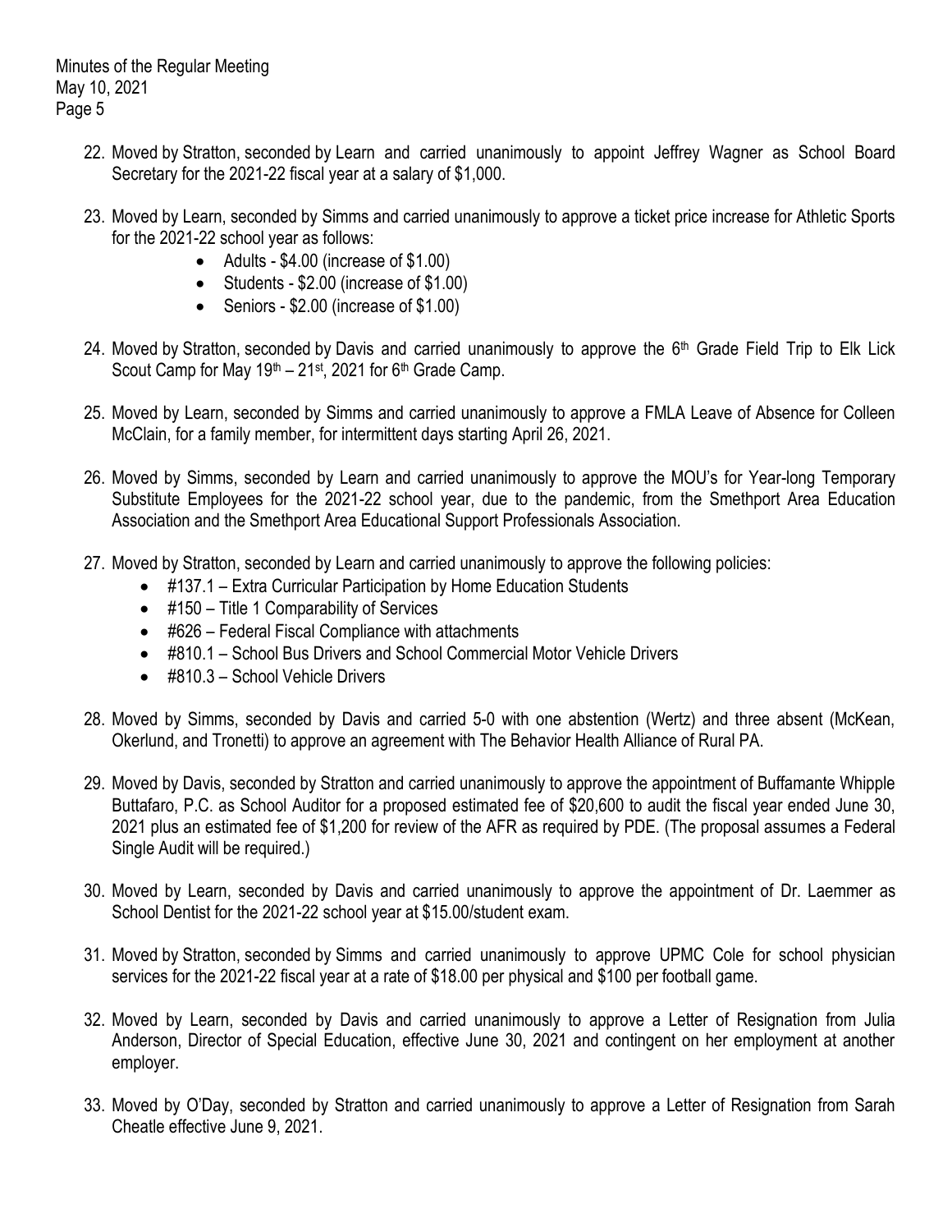22. Moved by Stratton, seconded by Learn and carried unanimously to appoint Jeffrey Wagner as School Board Secretary for the 2021-22 fiscal year at a salary of $1,000.

23. Moved by Learn, seconded by Simms and carried unanimously to approve a ticket price increase for Athletic Sports for the 2021-22 school year as follows:
    - Adults - $4.00 (increase of $1.00)
    - Students - $2.00 (increase of $1.00)
    - Seniors - $2.00 (increase of $1.00)

24. Moved by Stratton, seconded by Davis and carried unanimously to approve the 6th Grade Field Trip to Elk Lick Scout Camp for May 19th – 21st, 2021 for 6th Grade Camp.

25. Moved by Learn, seconded by Simms and carried unanimously to approve a FMLA Leave of Absence for Colleen McClain, for a family member, for intermittent days starting April 26, 2021.

26. Moved by Simms, seconded by Learn and carried unanimously to approve the MOU's for Year-long Temporary Substitute Employees for the 2021-22 school year, due to the pandemic, from the Smethport Area Education Association and the Smethport Area Educational Support Professionals Association.

27. Moved by Stratton, seconded by Learn and carried unanimously to approve the following policies:
    - #137.1 – Extra Curricular Participation by Home Education Students
    - #150 – Title 1 Comparability of Services
    - #626 – Federal Fiscal Compliance with attachments
    - #810.1 – School Bus Drivers and School Commercial Motor Vehicle Drivers
    - #810.3 – School Vehicle Drivers

28. Moved by Simms, seconded by Davis and carried 5-0 with one abstention (Wertz) and three absent (McKean, Okerlund, and Tronetti) to approve an agreement with The Behavior Health Alliance of Rural PA.

29. Moved by Davis, seconded by Stratton and carried unanimously to approve the appointment of Buffamante Whipple Buttafaro, P.C. as School Auditor for a proposed estimated fee of $20,600 to audit the fiscal year ended June 30, 2021 plus an estimated fee of $1,200 for review of the AFR as required by PDE. (The proposal assumes a Federal Single Audit will be required.)

30. Moved by Learn, seconded by Davis and carried unanimously to approve the appointment of Dr. Laemmer as School Dentist for the 2021-22 school year at $15.00/student exam.

31. Moved by Stratton, seconded by Simms and carried unanimously to approve UPMC Cole for school physician services for the 2021-22 fiscal year at a rate of $18.00 per physical and $100 per football game.

32. Moved by Learn, seconded by Davis and carried unanimously to approve a Letter of Resignation from Julia Anderson, Director of Special Education, effective June 30, 2021 and contingent on her employment at another employer.

33. Moved by O'Day, seconded by Stratton and carried unanimously to approve a Letter of Resignation from Sarah Cheatle effective June 9, 2021.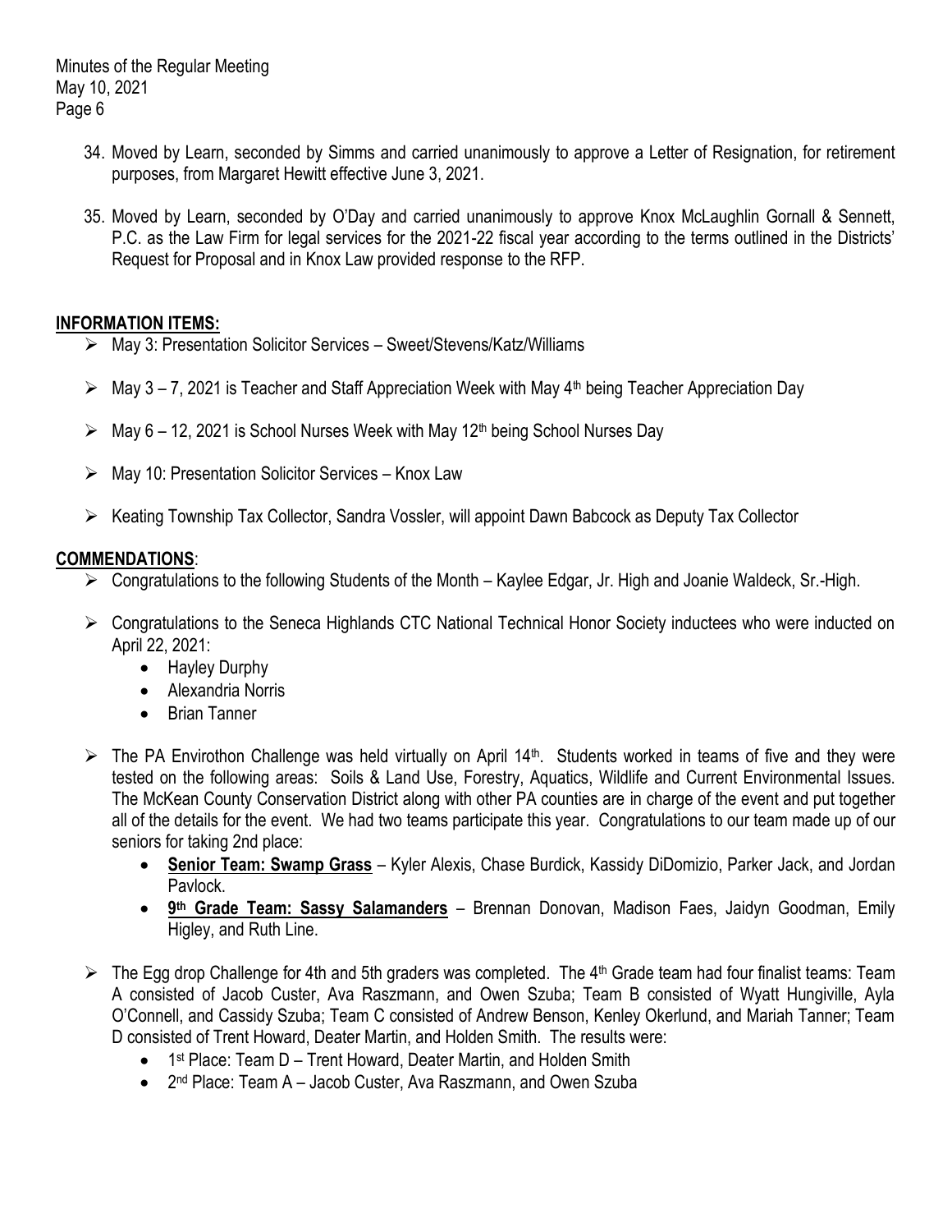34. Moved by Learn, seconded by Simms and carried unanimously to approve a Letter of Resignation, for retirement purposes, from Margaret Hewitt effective June 3, 2021.

35. Moved by Learn, seconded by O'Day and carried unanimously to approve Knox McLaughlin Gornall & Sennett, P.C. as the Law Firm for legal services for the 2021-22 fiscal year according to the terms outlined in the Districts' Request for Proposal and in Knox Law provided response to the RFP.

## INFORMATION ITEMS:

- May 3: Presentation Solicitor Services – Sweet/Stevens/Katz/Williams
- May 3 – 7, 2021 is Teacher and Staff Appreciation Week with May 4th being Teacher Appreciation Day
- May 6 – 12, 2021 is School Nurses Week with May 12th being School Nurses Day
- May 10: Presentation Solicitor Services – Knox Law
- Keating Township Tax Collector, Sandra Vossler, will appoint Dawn Babcock as Deputy Tax Collector

## COMMENDATIONS:

- Congratulations to the following Students of the Month – Kaylee Edgar, Jr. High and Joanie Waldeck, Sr.-High.
- Congratulations to the Seneca Highlands CTC National Technical Honor Society inductees who were inducted on April 22, 2021:
  - Hayley Durphy
  - Alexandria Norris
  - Brian Tanner
- The PA Envirothon Challenge was held virtually on April 14th. Students worked in teams of five and they were tested on the following areas: Soils & Land Use, Forestry, Aquatics, Wildlife and Current Environmental Issues. The McKean County Conservation District along with other PA counties are in charge of the event and put together all of the details for the event. We had two teams participate this year. Congratulations to our team made up of our seniors for taking 2nd place:
  - **Senior Team: Swamp Grass** – Kyler Alexis, Chase Burdick, Kassidy DiDomizio, Parker Jack, and Jordan Pavlock.
  - **9th Grade Team: Sassy Salamanders** – Brennan Donovan, Madison Faes, Jaidyn Goodman, Emily Higley, and Ruth Line.
- The Egg drop Challenge for 4th and 5th graders was completed. The 4th Grade team had four finalist teams: Team A consisted of Jacob Custer, Ava Raszmann, and Owen Szuba; Team B consisted of Wyatt Hungiville, Ayla O'Connell, and Cassidy Szuba; Team C consisted of Andrew Benson, Kenley Okerlund, and Mariah Tanner; Team D consisted of Trent Howard, Deater Martin, and Holden Smith. The results were:
  - 1st Place: Team D – Trent Howard, Deater Martin, and Holden Smith
  - 2nd Place: Team A – Jacob Custer, Ava Raszmann, and Owen Szuba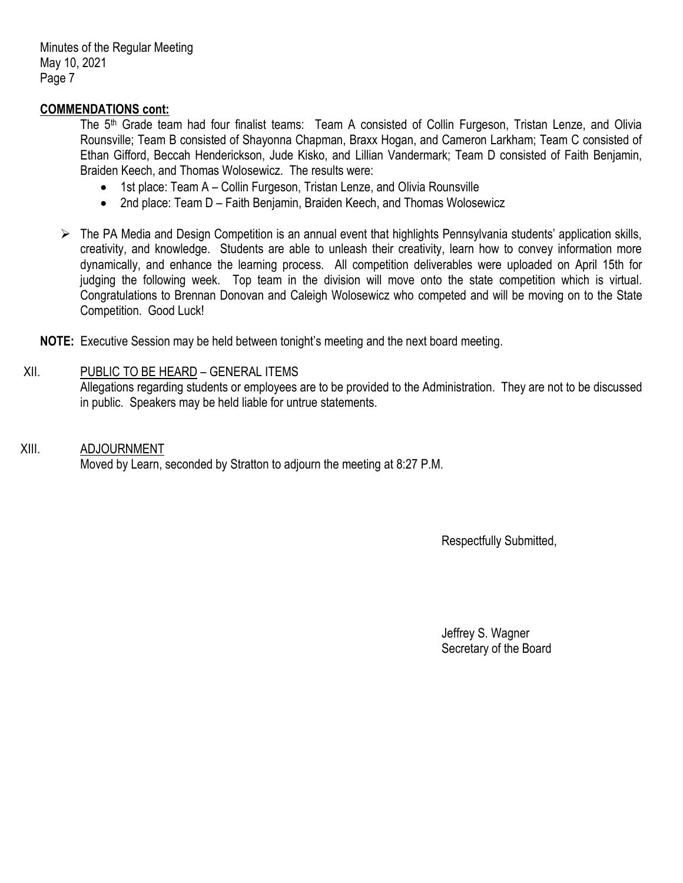**COMMENDATIONS cont:**

The 5th Grade team had four finalist teams: Team A consisted of Collin Furgeson, Tristan Lenze, and Olivia Rounsville; Team B consisted of Shayonna Chapman, Braxx Hogan, and Cameron Larkham; Team C consisted of Ethan Gifford, Beccah Henderickson, Jude Kisko, and Lillian Vandermark; Team D consisted of Faith Benjamin, Braiden Keech, and Thomas Wolosewicz. The results were:

- 1st place: Team A – Collin Furgeson, Tristan Lenze, and Olivia Rounsville
- 2nd place: Team D – Faith Benjamin, Braiden Keech, and Thomas Wolosewicz

- The PA Media and Design Competition is an annual event that highlights Pennsylvania students' application skills, creativity, and knowledge. Students are able to unleash their creativity, learn how to convey information more dynamically, and enhance the learning process. All competition deliverables were uploaded on April 15th for judging the following week. Top team in the division will move onto the state competition which is virtual. Congratulations to Brennan Donovan and Caleigh Wolosewicz who competed and will be moving on to the State Competition. Good Luck!

**NOTE:** Executive Session may be held between tonight's meeting and the next board meeting.

XII. PUBLIC TO BE HEARD – GENERAL ITEMS

Allegations regarding students or employees are to be provided to the Administration. They are not to be discussed in public. Speakers may be held liable for untrue statements.

XIII. ADJOURNMENT

Moved by Learn, seconded by Stratton to adjourn the meeting at 8:27 P.M.

Respectfully Submitted,

Jeffrey S. Wagner
Secretary of the Board